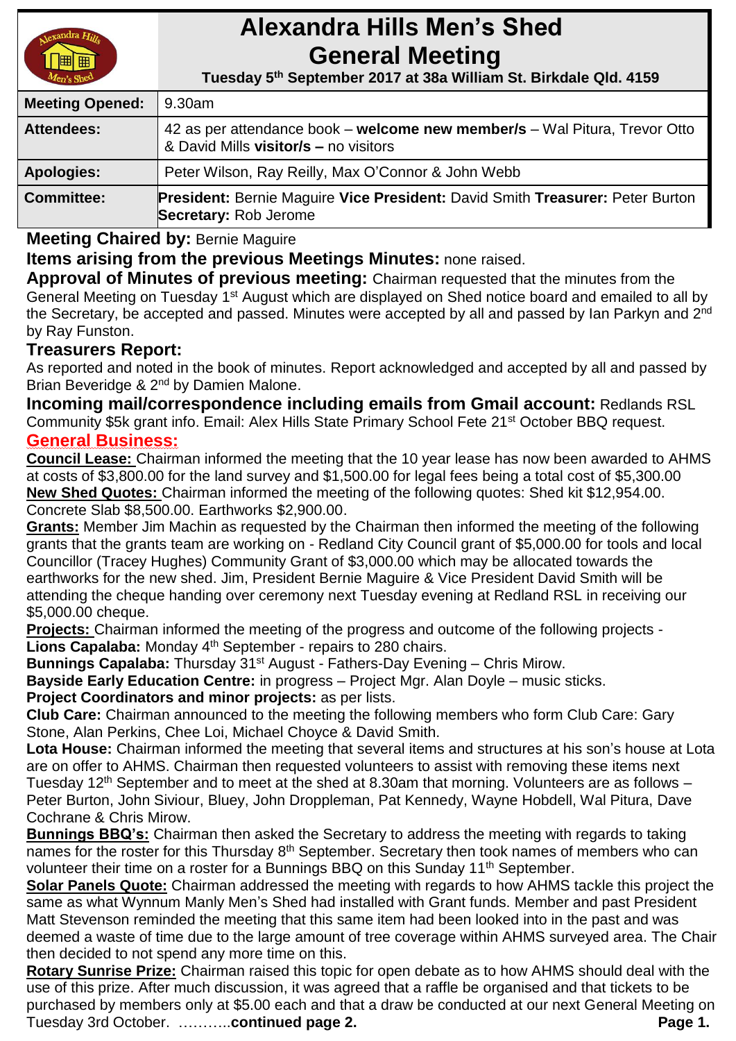# Alexandra Hills Men's Shed General Meeting

**Tuesday 5th September 2017 at 38a William St. Birkdale Qld. 4159**

| | |
|---|---|
| **Meeting Opened:** | 9.30am |
| **Attendees:** | 42 as per attendance book – **welcome new member/s** – Wal Pitura, Trevor Otto & David Mills **visitor/s –** no visitors |
| **Apologies:** | Peter Wilson, Ray Reilly, Max O'Connor & John Webb |
| **Committee:** | **President:** Bernie Maguire **Vice President:** David Smith **Treasurer:** Peter Burton **Secretary:** Rob Jerome |

**Meeting Chaired by:** Bernie Maguire

**Items arising from the previous Meetings Minutes:** none raised.

**Approval of Minutes of previous meeting:** Chairman requested that the minutes from the General Meeting on Tuesday 1st August which are displayed on Shed notice board and emailed to all by the Secretary, be accepted and passed. Minutes were accepted by all and passed by Ian Parkyn and 2nd by Ray Funston.

**Treasurers Report:**

As reported and noted in the book of minutes. Report acknowledged and accepted by all and passed by Brian Beveridge & 2nd by Damien Malone.

**Incoming mail/correspondence including emails from Gmail account:** Redlands RSL Community $5k grant info. Email: Alex Hills State Primary School Fete 21st October BBQ request.

## General Business:

**Council Lease:** Chairman informed the meeting that the 10 year lease has now been awarded to AHMS at costs of $3,800.00 for the land survey and $1,500.00 for legal fees being a total cost of $5,300.00

**New Shed Quotes:** Chairman informed the meeting of the following quotes: Shed kit $12,954.00. Concrete Slab $8,500.00. Earthworks $2,900.00.

**Grants:** Member Jim Machin as requested by the Chairman then informed the meeting of the following grants that the grants team are working on - Redland City Council grant of $5,000.00 for tools and local Councillor (Tracey Hughes) Community Grant of $3,000.00 which may be allocated towards the earthworks for the new shed. Jim, President Bernie Maguire & Vice President David Smith will be attending the cheque handing over ceremony next Tuesday evening at Redland RSL in receiving our $5,000.00 cheque.

**Projects:** Chairman informed the meeting of the progress and outcome of the following projects -

**Lions Capalaba:** Monday 4th September - repairs to 280 chairs.

**Bunnings Capalaba:** Thursday 31st August - Fathers-Day Evening – Chris Mirow.

**Bayside Early Education Centre:** in progress – Project Mgr. Alan Doyle – music sticks.

**Project Coordinators and minor projects:** as per lists.

**Club Care:** Chairman announced to the meeting the following members who form Club Care: Gary Stone, Alan Perkins, Chee Loi, Michael Choyce & David Smith.

**Lota House:** Chairman informed the meeting that several items and structures at his son's house at Lota are on offer to AHMS. Chairman then requested volunteers to assist with removing these items next Tuesday 12th September and to meet at the shed at 8.30am that morning. Volunteers are as follows – Peter Burton, John Siviour, Bluey, John Droppleman, Pat Kennedy, Wayne Hobdell, Wal Pitura, Dave Cochrane & Chris Mirow.

**Bunnings BBQ's:** Chairman then asked the Secretary to address the meeting with regards to taking names for the roster for this Thursday 8th September. Secretary then took names of members who can volunteer their time on a roster for a Bunnings BBQ on this Sunday 11th September.

**Solar Panels Quote:** Chairman addressed the meeting with regards to how AHMS tackle this project the same as what Wynnum Manly Men's Shed had installed with Grant funds. Member and past President Matt Stevenson reminded the meeting that this same item had been looked into in the past and was deemed a waste of time due to the large amount of tree coverage within AHMS surveyed area. The Chair then decided to not spend any more time on this.

**Rotary Sunrise Prize:** Chairman raised this topic for open debate as to how AHMS should deal with the use of this prize. After much discussion, it was agreed that a raffle be organised and that tickets to be purchased by members only at $5.00 each and that a draw be conducted at our next General Meeting on Tuesday 3rd October. ………..**continued page 2.**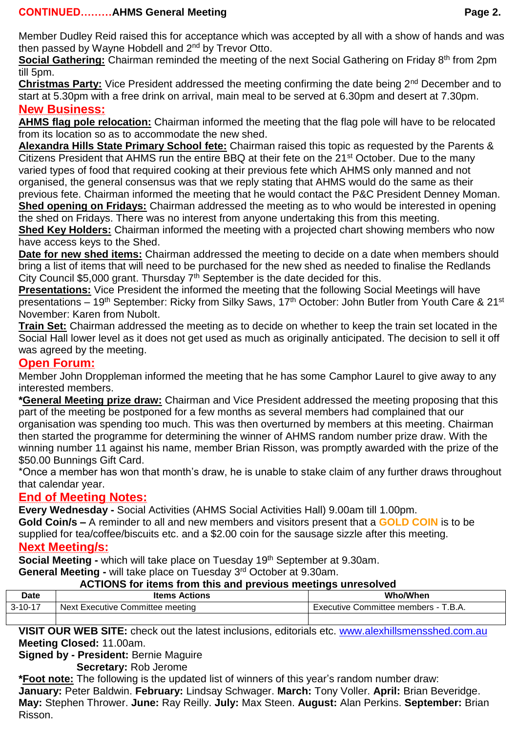**CONTINUED………AHMS General Meeting**

Member Dudley Reid raised this for acceptance which was accepted by all with a show of hands and was then passed by Wayne Hobdell and 2nd by Trevor Otto.

**Social Gathering:** Chairman reminded the meeting of the next Social Gathering on Friday 8th from 2pm till 5pm.

**Christmas Party:** Vice President addressed the meeting confirming the date being 2nd December and to start at 5.30pm with a free drink on arrival, main meal to be served at 6.30pm and desert at 7.30pm.

## New Business:

**AHMS flag pole relocation:** Chairman informed the meeting that the flag pole will have to be relocated from its location so as to accommodate the new shed.

**Alexandra Hills State Primary School fete:** Chairman raised this topic as requested by the Parents & Citizens President that AHMS run the entire BBQ at their fete on the 21st October. Due to the many varied types of food that required cooking at their previous fete which AHMS only manned and not organised, the general consensus was that we reply stating that AHMS would do the same as their previous fete. Chairman informed the meeting that he would contact the P&C President Denney Moman.

**Shed opening on Fridays:** Chairman addressed the meeting as to who would be interested in opening the shed on Fridays. There was no interest from anyone undertaking this from this meeting.

**Shed Key Holders:** Chairman informed the meeting with a projected chart showing members who now have access keys to the Shed.

**Date for new shed items:** Chairman addressed the meeting to decide on a date when members should bring a list of items that will need to be purchased for the new shed as needed to finalise the Redlands City Council $5,000 grant. Thursday 7th September is the date decided for this.

**Presentations:** Vice President the informed the meeting that the following Social Meetings will have presentations – 19th September: Ricky from Silky Saws, 17th October: John Butler from Youth Care & 21st November: Karen from Nubolt.

**Train Set:** Chairman addressed the meeting as to decide on whether to keep the train set located in the Social Hall lower level as it does not get used as much as originally anticipated. The decision to sell it off was agreed by the meeting.

## Open Forum:

Member John Droppleman informed the meeting that he has some Camphor Laurel to give away to any interested members.

***General Meeting prize draw:** Chairman and Vice President addressed the meeting proposing that this part of the meeting be postponed for a few months as several members had complained that our organisation was spending too much. This was then overturned by members at this meeting. Chairman then started the programme for determining the winner of AHMS random number prize draw. With the winning number 11 against his name, member Brian Risson, was promptly awarded with the prize of the $50.00 Bunnings Gift Card.

*Once a member has won that month's draw, he is unable to stake claim of any further draws throughout that calendar year.

## End of Meeting Notes:

**Every Wednesday -** Social Activities (AHMS Social Activities Hall) 9.00am till 1.00pm.

**Gold Coin/s –** A reminder to all and new members and visitors present that a **GOLD COIN** is to be supplied for tea/coffee/biscuits etc. and a $2.00 coin for the sausage sizzle after this meeting.

## Next Meeting/s:

**Social Meeting -** which will take place on Tuesday 19th September at 9.30am.

**General Meeting -** will take place on Tuesday 3rd October at 9.30am.

**ACTIONS for items from this and previous meetings unresolved**

| Date | Items Actions | Who/When |
|---|---|---|
| 3-10-17 | Next Executive Committee meeting | Executive Committee members - T.B.A. |
| | | |

**VISIT OUR WEB SITE:** check out the latest inclusions, editorials etc. www.alexhillsmensshed.com.au

**Meeting Closed:** 11.00am.

**Signed by - President:** Bernie Maguire

**Secretary:** Rob Jerome

***Foot note:** The following is the updated list of winners of this year's random number draw:
**January:** Peter Baldwin. **February:** Lindsay Schwager. **March:** Tony Voller. **April:** Brian Beveridge. **May:** Stephen Thrower. **June:** Ray Reilly. **July:** Max Steen. **August:** Alan Perkins. **September:** Brian Risson.